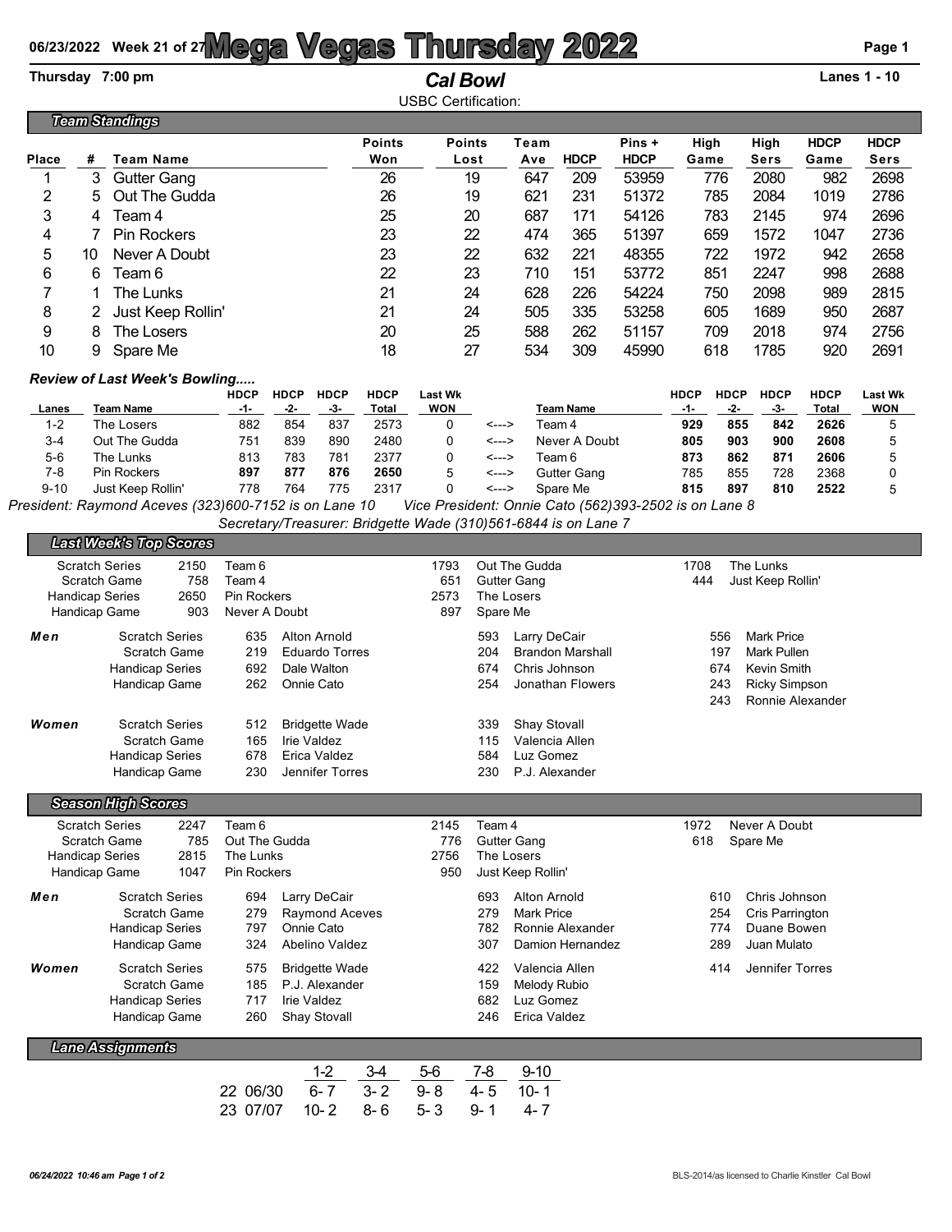# 06/23/2022 Week 21 of 27 Mega Vegas Thursday 2022

**Thursday 7:00 pm** | ***Cal Bowl*** | **Lanes 1 - 10**

USBC Certification:

## Team Standings

| Place | # | Team Name | Points Won | Points Lost | Team Ave | HDCP | Pins + HDCP | High Game | High Sers | HDCP Game | HDCP Sers |
|---|---|---|---|---|---|---|---|---|---|---|---|
| 1 | 3 | Gutter Gang | 26 | 19 | 647 | 209 | 53959 | 776 | 2080 | 982 | 2698 |
| 2 | 5 | Out The Gudda | 26 | 19 | 621 | 231 | 51372 | 785 | 2084 | 1019 | 2786 |
| 3 | 4 | Team 4 | 25 | 20 | 687 | 171 | 54126 | 783 | 2145 | 974 | 2696 |
| 4 | 7 | Pin Rockers | 23 | 22 | 474 | 365 | 51397 | 659 | 1572 | 1047 | 2736 |
| 5 | 10 | Never A Doubt | 23 | 22 | 632 | 221 | 48355 | 722 | 1972 | 942 | 2658 |
| 6 | 6 | Team 6 | 22 | 23 | 710 | 151 | 53772 | 851 | 2247 | 998 | 2688 |
| 7 | 1 | The Lunks | 21 | 24 | 628 | 226 | 54224 | 750 | 2098 | 989 | 2815 |
| 8 | 2 | Just Keep Rollin' | 21 | 24 | 505 | 335 | 53258 | 605 | 1689 | 950 | 2687 |
| 9 | 8 | The Losers | 20 | 25 | 588 | 262 | 51157 | 709 | 2018 | 974 | 2756 |
| 10 | 9 | Spare Me | 18 | 27 | 534 | 309 | 45990 | 618 | 1785 | 920 | 2691 |

### *Review of Last Week's Bowling.....*

| Lanes | Team Name | HDCP -1- | HDCP -2- | HDCP -3- | HDCP Total | Last Wk WON | | Team Name | HDCP -1- | HDCP -2- | HDCP -3- | HDCP Total | Last Wk WON |
|---|---|---|---|---|---|---|---|---|---|---|---|---|---|
| 1-2 | The Losers | 882 | 854 | 837 | 2573 | 0 | <---> | Team 4 | **929** | **855** | **842** | **2626** | 5 |
| 3-4 | Out The Gudda | 751 | 839 | 890 | 2480 | 0 | <---> | Never A Doubt | **805** | **903** | **900** | **2608** | 5 |
| 5-6 | The Lunks | 813 | 783 | 781 | 2377 | 0 | <---> | Team 6 | **873** | **862** | **871** | **2606** | 5 |
| 7-8 | Pin Rockers | **897** | **877** | **876** | **2650** | 5 | <---> | Gutter Gang | 785 | 855 | 728 | 2368 | 0 |
| 9-10 | Just Keep Rollin' | 778 | 764 | 775 | 2317 | 0 | <---> | Spare Me | **815** | **897** | **810** | **2522** | 5 |

*President: Raymond Aceves (323)600-7152 is on Lane 10*  *Vice President: Onnie Cato (562)393-2502 is on Lane 8*

*Secretary/Treasurer: Bridgette Wade (310)561-6844 is on Lane 7*

## Last Week's Top Scores

| | | | | | | |
|---|---|---|---|---|---|---|
| Scratch Series | 2150 | Team 6 | 1793 | Out The Gudda | 1708 | The Lunks |
| Scratch Game | 758 | Team 4 | 651 | Gutter Gang | 444 | Just Keep Rollin' |
| Handicap Series | 2650 | Pin Rockers | 2573 | The Losers | | |
| Handicap Game | 903 | Never A Doubt | 897 | Spare Me | | |

| | | | | | | | |
|---|---|---|---|---|---|---|---|
| **Men** | Scratch Series | 635 | Alton Arnold | 593 | Larry DeCair | 556 | Mark Price |
| | Scratch Game | 219 | Eduardo Torres | 204 | Brandon Marshall | 197 | Mark Pullen |
| | Handicap Series | 692 | Dale Walton | 674 | Chris Johnson | 674 | Kevin Smith |
| | Handicap Game | 262 | Onnie Cato | 254 | Jonathan Flowers | 243 | Ricky Simpson |
| | | | | | | 243 | Ronnie Alexander |
| **Women** | Scratch Series | 512 | Bridgette Wade | 339 | Shay Stovall | | |
| | Scratch Game | 165 | Irie Valdez | 115 | Valencia Allen | | |
| | Handicap Series | 678 | Erica Valdez | 584 | Luz Gomez | | |
| | Handicap Game | 230 | Jennifer Torres | 230 | P.J. Alexander | | |

## Season High Scores

| | | | | | | |
|---|---|---|---|---|---|---|
| Scratch Series | 2247 | Team 6 | 2145 | Team 4 | 1972 | Never A Doubt |
| Scratch Game | 785 | Out The Gudda | 776 | Gutter Gang | 618 | Spare Me |
| Handicap Series | 2815 | The Lunks | 2756 | The Losers | | |
| Handicap Game | 1047 | Pin Rockers | 950 | Just Keep Rollin' | | |

| | | | | | | | |
|---|---|---|---|---|---|---|---|
| **Men** | Scratch Series | 694 | Larry DeCair | 693 | Alton Arnold | 610 | Chris Johnson |
| | Scratch Game | 279 | Raymond Aceves | 279 | Mark Price | 254 | Cris Parrington |
| | Handicap Series | 797 | Onnie Cato | 782 | Ronnie Alexander | 774 | Duane Bowen |
| | Handicap Game | 324 | Abelino Valdez | 307 | Damion Hernandez | 289 | Juan Mulato |
| **Women** | Scratch Series | 575 | Bridgette Wade | 422 | Valencia Allen | 414 | Jennifer Torres |
| | Scratch Game | 185 | P.J. Alexander | 159 | Melody Rubio | | |
| | Handicap Series | 717 | Irie Valdez | 682 | Luz Gomez | | |
| | Handicap Game | 260 | Shay Stovall | 246 | Erica Valdez | | |

## Lane Assignments

| | 1-2 | 3-4 | 5-6 | 7-8 | 9-10 |
|---|---|---|---|---|---|
| 22 06/30 | 6- 7 | 3- 2 | 9- 8 | 4- 5 | 10- 1 |
| 23 07/07 | 10- 2 | 8- 6 | 5- 3 | 9- 1 | 4- 7 |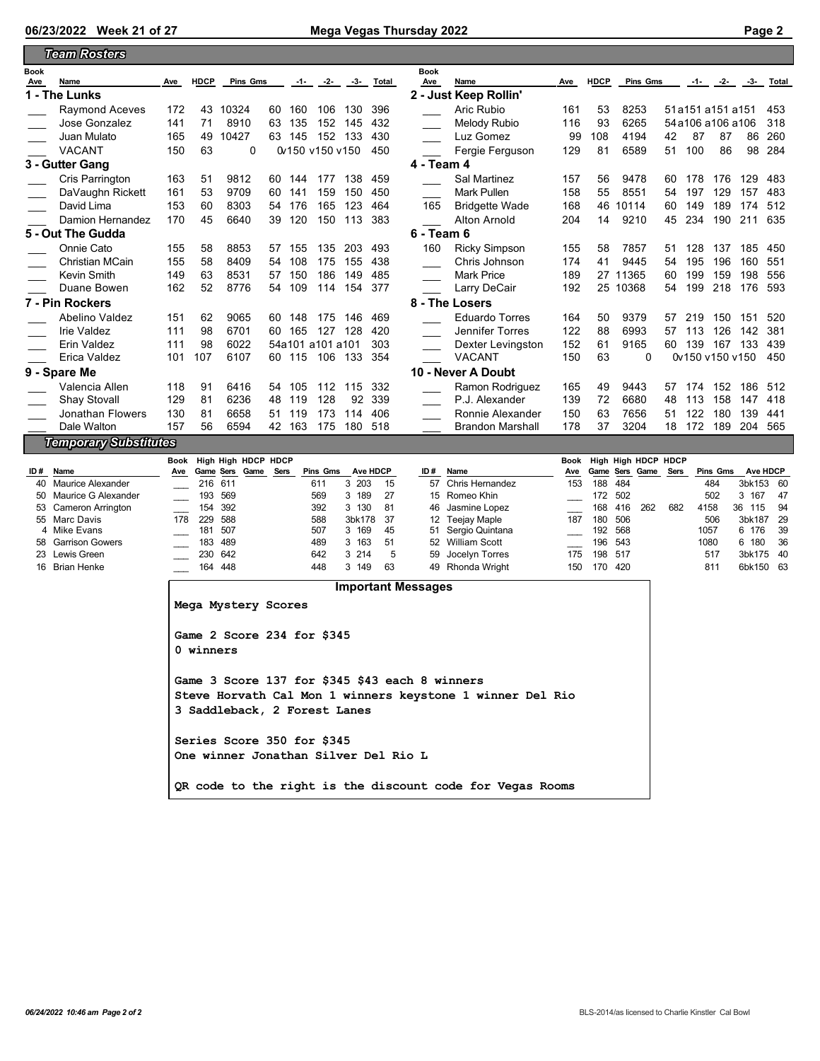## Team Rosters

| Book Ave | Name | Ave | HDCP | Pins | Gms | -1- | -2- | -3- | Total |
|---|---|---|---|---|---|---|---|---|---|
| **1 - The Lunks** | | | | | | | | | |
| ___ | Raymond Aceves | 172 | 43 | 10324 | 60 | 160 | 106 | 130 | 396 |
| ___ | Jose Gonzalez | 141 | 71 | 8910 | 63 | 135 | 152 | 145 | 432 |
| ___ | Juan Mulato | 165 | 49 | 10427 | 63 | 145 | 152 | 133 | 430 |
| ___ | VACANT | 150 | 63 | 0 | 0 | v150 | v150 | v150 | 450 |
| **3 - Gutter Gang** | | | | | | | | | |
| ___ | Cris Parrington | 163 | 51 | 9812 | 60 | 144 | 177 | 138 | 459 |
| ___ | DaVaughn Rickett | 161 | 53 | 9709 | 60 | 141 | 159 | 150 | 450 |
| ___ | David Lima | 153 | 60 | 8303 | 54 | 176 | 165 | 123 | 464 |
| ___ | Damion Hernandez | 170 | 45 | 6640 | 39 | 120 | 150 | 113 | 383 |
| **5 - Out The Gudda** | | | | | | | | | |
| ___ | Onnie Cato | 155 | 58 | 8853 | 57 | 155 | 135 | 203 | 493 |
| ___ | Christian MCain | 155 | 58 | 8409 | 54 | 108 | 175 | 155 | 438 |
| ___ | Kevin Smith | 149 | 63 | 8531 | 57 | 150 | 186 | 149 | 485 |
| ___ | Duane Bowen | 162 | 52 | 8776 | 54 | 109 | 114 | 154 | 377 |
| **7 - Pin Rockers** | | | | | | | | | |
| ___ | Abelino Valdez | 151 | 62 | 9065 | 60 | 148 | 175 | 146 | 469 |
| ___ | Irie Valdez | 111 | 98 | 6701 | 60 | 165 | 127 | 128 | 420 |
| ___ | Erin Valdez | 111 | 98 | 6022 | 54 | a101 | a101 | a101 | 303 |
| ___ | Erica Valdez | 101 | 107 | 6107 | 60 | 115 | 106 | 133 | 354 |
| **9 - Spare Me** | | | | | | | | | |
| ___ | Valencia Allen | 118 | 91 | 6416 | 54 | 105 | 112 | 115 | 332 |
| ___ | Shay Stovall | 129 | 81 | 6236 | 48 | 119 | 128 | 92 | 339 |
| ___ | Jonathan Flowers | 130 | 81 | 6658 | 51 | 119 | 173 | 114 | 406 |
| ___ | Dale Walton | 157 | 56 | 6594 | 42 | 163 | 175 | 180 | 518 |
| **2 - Just Keep Rollin'** | | | | | | | | | |
| ___ | Aric Rubio | 161 | 53 | 8253 | 51 | a151 | a151 | a151 | 453 |
| ___ | Melody Rubio | 116 | 93 | 6265 | 54 | a106 | a106 | a106 | 318 |
| ___ | Luz Gomez | 99 | 108 | 4194 | 42 | 87 | 87 | 86 | 260 |
| ___ | Fergie Ferguson | 129 | 81 | 6589 | 51 | 100 | 86 | 98 | 284 |
| **4 - Team 4** | | | | | | | | | |
| ___ | Sal Martinez | 157 | 56 | 9478 | 60 | 178 | 176 | 129 | 483 |
| ___ | Mark Pullen | 158 | 55 | 8551 | 54 | 197 | 129 | 157 | 483 |
| 165 | Bridgette Wade | 168 | 46 | 10114 | 60 | 149 | 189 | 174 | 512 |
| ___ | Alton Arnold | 204 | 14 | 9210 | 45 | 234 | 190 | 211 | 635 |
| **6 - Team 6** | | | | | | | | | |
| 160 | Ricky Simpson | 155 | 58 | 7857 | 51 | 128 | 137 | 185 | 450 |
| ___ | Chris Johnson | 174 | 41 | 9445 | 54 | 195 | 196 | 160 | 551 |
| ___ | Mark Price | 189 | 27 | 11365 | 60 | 199 | 159 | 198 | 556 |
| ___ | Larry DeCair | 192 | 25 | 10368 | 54 | 199 | 218 | 176 | 593 |
| **8 - The Losers** | | | | | | | | | |
| ___ | Eduardo Torres | 164 | 50 | 9379 | 57 | 219 | 150 | 151 | 520 |
| ___ | Jennifer Torres | 122 | 88 | 6993 | 57 | 113 | 126 | 142 | 381 |
| ___ | Dexter Levingston | 152 | 61 | 9165 | 60 | 139 | 167 | 133 | 439 |
| ___ | VACANT | 150 | 63 | 0 | 0 | v150 | v150 | v150 | 450 |
| **10 - Never A Doubt** | | | | | | | | | |
| ___ | Ramon Rodriguez | 165 | 49 | 9443 | 57 | 174 | 152 | 186 | 512 |
| ___ | P.J. Alexander | 139 | 72 | 6680 | 48 | 113 | 158 | 147 | 418 |
| ___ | Ronnie Alexander | 150 | 63 | 7656 | 51 | 122 | 180 | 139 | 441 |
| ___ | Brandon Marshall | 178 | 37 | 3204 | 18 | 172 | 189 | 204 | 565 |

## Temporary Substitutes

| ID # | Name | Book Ave | High Game | High Sers | HDCP Game | HDCP Sers | Pins | Gms | Ave | HDCP |
|---|---|---|---|---|---|---|---|---|---|---|
| 40 | Maurice Alexander | ___ | 216 | 611 | | | 611 | 3 | 203 | 15 |
| 50 | Maurice G Alexander | ___ | 193 | 569 | | | 569 | 3 | 189 | 27 |
| 53 | Cameron Arrington | ___ | 154 | 392 | | | 392 | 3 | 130 | 81 |
| 55 | Marc Davis | 178 | 229 | 588 | | | 588 | 3bk | 178 | 37 |
| 4 | Mike Evans | ___ | 181 | 507 | | | 507 | 3 | 169 | 45 |
| 58 | Garrison Gowers | ___ | 183 | 489 | | | 489 | 3 | 163 | 51 |
| 23 | Lewis Green | ___ | 230 | 642 | | | 642 | 3 | 214 | 5 |
| 16 | Brian Henke | ___ | 164 | 448 | | | 448 | 3 | 149 | 63 |
| 57 | Chris Hernandez | 153 | 188 | 484 | | | 484 | 3bk | 153 | 60 |
| 15 | Romeo Khin | ___ | 172 | 502 | | | 502 | 3 | 167 | 47 |
| 46 | Jasmine Lopez | ___ | 168 | 416 | 262 | 682 | 4158 | 36 | 115 | 94 |
| 12 | Teejay Maple | 187 | 180 | 506 | | | 506 | 3bk | 187 | 29 |
| 51 | Sergio Quintana | ___ | 192 | 568 | | | 1057 | 6 | 176 | 39 |
| 52 | William Scott | ___ | 196 | 543 | | | 1080 | 6 | 180 | 36 |
| 59 | Jocelyn Torres | 175 | 198 | 517 | | | 517 | 3bk | 175 | 40 |
| 49 | Rhonda Wright | 150 | 170 | 420 | | | 811 | 6bk | 150 | 63 |

### Important Messages

Mega Mystery Scores

Game 2 Score 234 for $345
0 winners

Game 3 Score 137 for $345 $43 each 8 winners
Steve Horvath Cal Mon 1 winners keystone 1 winner Del Rio
3 Saddleback, 2 Forest Lanes

Series Score 350 for $345
One winner Jonathan Silver Del Rio L

QR code to the right is the discount code for Vegas Rooms